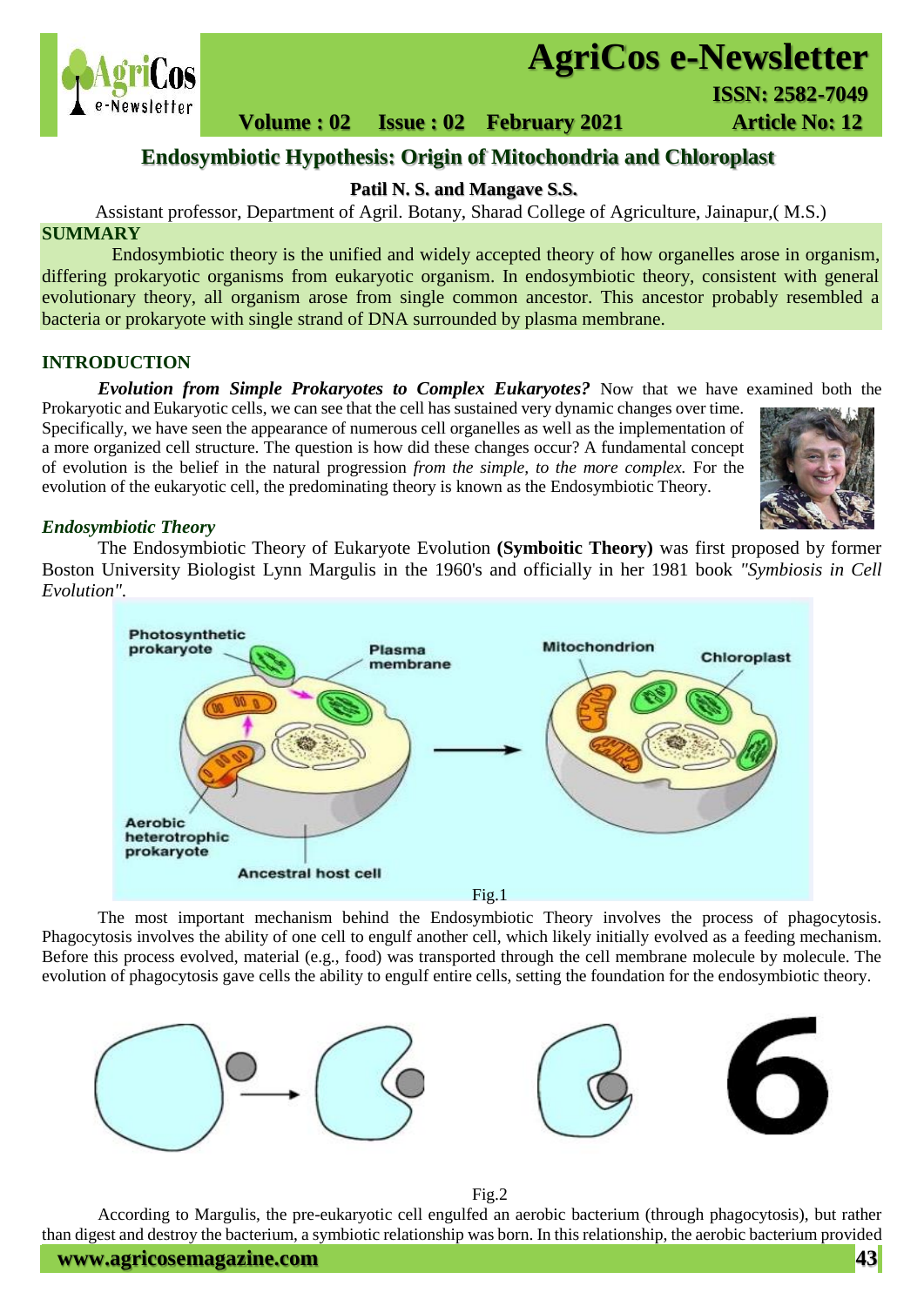# Endosymbiotic Hypothesis: Origin of Mitochondria and Chloroplast

**Patil N. S. and Mangave S.S.**

Assistant professor, Department of Agril. Botany, Sharad College of Agriculture, Jainapur,( M.S.)

## SUMMARY

Endosymbiotic theory is the unified and widely accepted theory of how organelles arose in organism, differing prokaryotic organisms from eukaryotic organism. In endosymbiotic theory, consistent with general evolutionary theory, all organism arose from single common ancestor. This ancestor probably resembled a bacteria or prokaryote with single strand of DNA surrounded by plasma membrane.

## INTRODUCTION

***Evolution from Simple Prokaryotes to Complex Eukaryotes?*** Now that we have examined both the Prokaryotic and Eukaryotic cells, we can see that the cell has sustained very dynamic changes over time. Specifically, we have seen the appearance of numerous cell organelles as well as the implementation of a more organized cell structure. The question is how did these changes occur? A fundamental concept of evolution is the belief in the natural progression *from the simple, to the more complex.* For the evolution of the eukaryotic cell, the predominating theory is known as the Endosymbiotic Theory.

### *Endosymbiotic Theory*

The Endosymbiotic Theory of Eukaryote Evolution **(Symboitic Theory)** was first proposed by former Boston University Biologist Lynn Margulis in the 1960's and officially in her 1981 book *"Symbiosis in Cell Evolution".*

Fig.1

The most important mechanism behind the Endosymbiotic Theory involves the process of phagocytosis. Phagocytosis involves the ability of one cell to engulf another cell, which likely initially evolved as a feeding mechanism. Before this process evolved, material (e.g., food) was transported through the cell membrane molecule by molecule. The evolution of phagocytosis gave cells the ability to engulf entire cells, setting the foundation for the endosymbiotic theory.

Fig.2

According to Margulis, the pre-eukaryotic cell engulfed an aerobic bacterium (through phagocytosis), but rather than digest and destroy the bacterium, a symbiotic relationship was born. In this relationship, the aerobic bacterium provided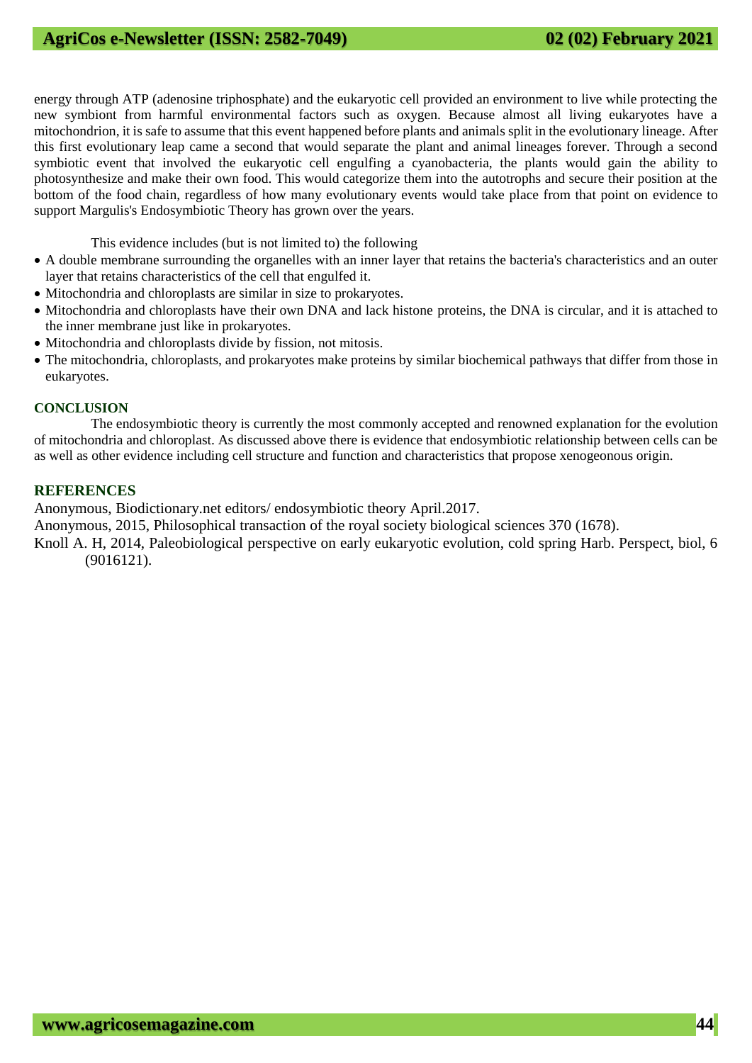energy through ATP (adenosine triphosphate) and the eukaryotic cell provided an environment to live while protecting the new symbiont from harmful environmental factors such as oxygen. Because almost all living eukaryotes have a mitochondrion, it is safe to assume that this event happened before plants and animals split in the evolutionary lineage. After this first evolutionary leap came a second that would separate the plant and animal lineages forever. Through a second symbiotic event that involved the eukaryotic cell engulfing a cyanobacteria, the plants would gain the ability to photosynthesize and make their own food. This would categorize them into the autotrophs and secure their position at the bottom of the food chain, regardless of how many evolutionary events would take place from that point on evidence to support Margulis's Endosymbiotic Theory has grown over the years.

This evidence includes (but is not limited to) the following

- A double membrane surrounding the organelles with an inner layer that retains the bacteria's characteristics and an outer layer that retains characteristics of the cell that engulfed it.
- Mitochondria and chloroplasts are similar in size to prokaryotes.
- Mitochondria and chloroplasts have their own DNA and lack histone proteins, the DNA is circular, and it is attached to the inner membrane just like in prokaryotes.
- Mitochondria and chloroplasts divide by fission, not mitosis.
- The mitochondria, chloroplasts, and prokaryotes make proteins by similar biochemical pathways that differ from those in eukaryotes.

## CONCLUSION

The endosymbiotic theory is currently the most commonly accepted and renowned explanation for the evolution of mitochondria and chloroplast. As discussed above there is evidence that endosymbiotic relationship between cells can be as well as other evidence including cell structure and function and characteristics that propose xenogeonous origin.

## REFERENCES

Anonymous, Biodictionary.net editors/ endosymbiotic theory April.2017.

Anonymous, 2015, Philosophical transaction of the royal society biological sciences 370 (1678).

Knoll A. H, 2014, Paleobiological perspective on early eukaryotic evolution, cold spring Harb. Perspect, biol, 6 (9016121).